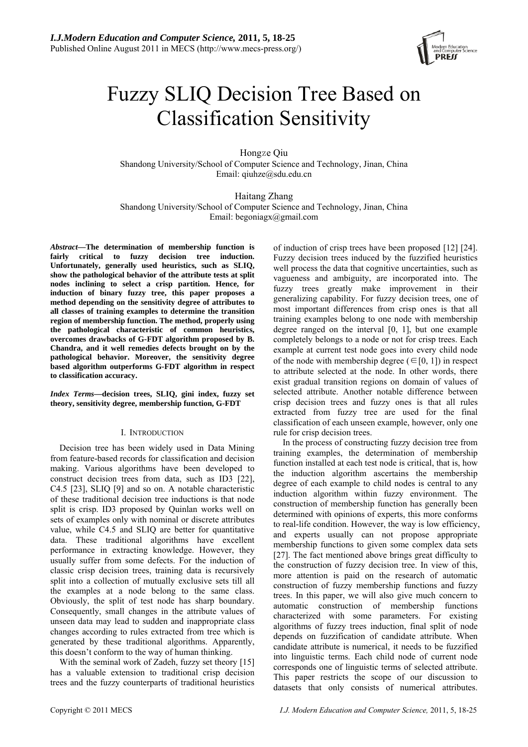// Fuzzy SLIQ Decision Tree Based on Classification Sensitivity

Hongze Qiu
Shandong University/School of Computer Science and Technology, Jinan, China
Email: qiuhze@sdu.edu.cn

Haitang Zhang
Shandong University/School of Computer Science and Technology, Jinan, China
Email: begoniagx@gmail.com

***Abstract*—The determination of membership function is fairly critical to fuzzy decision tree induction. Unfortunately, generally used heuristics, such as SLIQ, show the pathological behavior of the attribute tests at split nodes inclining to select a crisp partition. Hence, for induction of binary fuzzy tree, this paper proposes a method depending on the sensitivity degree of attributes to all classes of training examples to determine the transition region of membership function. The method, properly using the pathological characteristic of common heuristics, overcomes drawbacks of G-FDT algorithm proposed by B. Chandra, and it well remedies defects brought on by the pathological behavior. Moreover, the sensitivity degree based algorithm outperforms G-FDT algorithm in respect to classification accuracy.**

***Index Terms*—decision trees, SLIQ, gini index, fuzzy set theory, sensitivity degree, membership function, G-FDT**

## I. Introduction

Decision tree has been widely used in Data Mining from feature-based records for classification and decision making. Various algorithms have been developed to construct decision trees from data, such as ID3 [22], C4.5 [23], SLIQ [9] and so on. A notable characteristic of these traditional decision tree inductions is that node split is crisp. ID3 proposed by Quinlan works well on sets of examples only with nominal or discrete attributes value, while C4.5 and SLIQ are better for quantitative data. These traditional algorithms have excellent performance in extracting knowledge. However, they usually suffer from some defects. For the induction of classic crisp decision trees, training data is recursively split into a collection of mutually exclusive sets till all the examples at a node belong to the same class. Obviously, the split of test node has sharp boundary. Consequently, small changes in the attribute values of unseen data may lead to sudden and inappropriate class changes according to rules extracted from tree which is generated by these traditional algorithms. Apparently, this doesn't conform to the way of human thinking.

With the seminal work of Zadeh, fuzzy set theory [15] has a valuable extension to traditional crisp decision trees and the fuzzy counterparts of traditional heuristics of induction of crisp trees have been proposed [12] [24]. Fuzzy decision trees induced by the fuzzified heuristics well process the data that cognitive uncertainties, such as vagueness and ambiguity, are incorporated into. The fuzzy trees greatly make improvement in their generalizing capability. For fuzzy decision trees, one of most important differences from crisp ones is that all training examples belong to one node with membership degree ranged on the interval [0, 1], but one example completely belongs to a node or not for crisp trees. Each example at current test node goes into every child node of the node with membership degree ($\in [0, 1]$) in respect to attribute selected at the node. In other words, there exist gradual transition regions on domain of values of selected attribute. Another notable difference between crisp decision trees and fuzzy ones is that all rules extracted from fuzzy tree are used for the final classification of each unseen example, however, only one rule for crisp decision trees.

In the process of constructing fuzzy decision tree from training examples, the determination of membership function installed at each test node is critical, that is, how the induction algorithm ascertains the membership degree of each example to child nodes is central to any induction algorithm within fuzzy environment. The construction of membership function has generally been determined with opinions of experts, this more conforms to real-life condition. However, the way is low efficiency, and experts usually can not propose appropriate membership functions to given some complex data sets [27]. The fact mentioned above brings great difficulty to the construction of fuzzy decision tree. In view of this, more attention is paid on the research of automatic construction of fuzzy membership functions and fuzzy trees. In this paper, we will also give much concern to automatic construction of membership functions characterized with some parameters. For existing algorithms of fuzzy trees induction, final split of node depends on fuzzification of candidate attribute. When candidate attribute is numerical, it needs to be fuzzified into linguistic terms. Each child node of current node corresponds one of linguistic terms of selected attribute. This paper restricts the scope of our discussion to datasets that only consists of numerical attributes.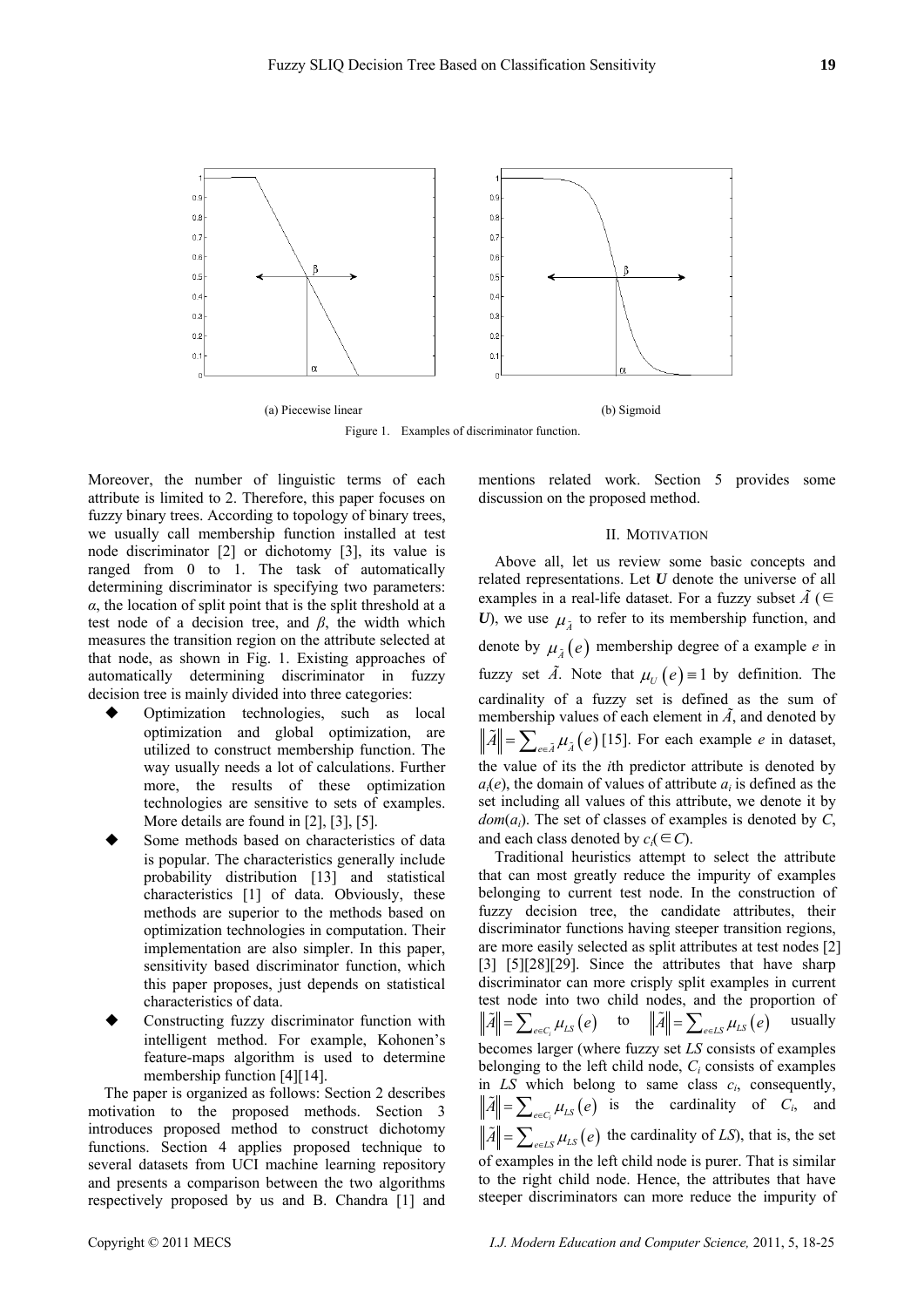1
0.9
0.8
0.7
0.6
0.5
0.4
0.3
0.2
0.1
0
β
α

(a) Piecewise linear

1
0.9
0.8
0.7
0.6
0.5
0.4
0.3
0.2
0.1
0
β
α

(b) Sigmoid

Figure 1. Examples of discriminator function.

Moreover, the number of linguistic terms of each attribute is limited to 2. Therefore, this paper focuses on fuzzy binary trees. According to topology of binary trees, we usually call membership function installed at test node discriminator [2] or dichotomy [3], its value is ranged from 0 to 1. The task of automatically determining discriminator is specifying two parameters: *α*, the location of split point that is the split threshold at a test node of a decision tree, and *β*, the width which measures the transition region on the attribute selected at that node, as shown in Fig. 1. Existing approaches of automatically determining discriminator in fuzzy decision tree is mainly divided into three categories:

- Optimization technologies, such as local optimization and global optimization, are utilized to construct membership function. The way usually needs a lot of calculations. Further more, the results of these optimization technologies are sensitive to sets of examples. More details are found in [2], [3], [5].
- Some methods based on characteristics of data is popular. The characteristics generally include probability distribution [13] and statistical characteristics [1] of data. Obviously, these methods are superior to the methods based on optimization technologies in computation. Their implementation are also simpler. In this paper, sensitivity based discriminator function, which this paper proposes, just depends on statistical characteristics of data.
- Constructing fuzzy discriminator function with intelligent method. For example, Kohonen's feature-maps algorithm is used to determine membership function [4][14].

The paper is organized as follows: Section 2 describes motivation to the proposed methods. Section 3 introduces proposed method to construct dichotomy functions. Section 4 applies proposed technique to several datasets from UCI machine learning repository and presents a comparison between the two algorithms respectively proposed by us and B. Chandra [1] and mentions related work. Section 5 provides some discussion on the proposed method.

## II. MOTIVATION

Above all, let us review some basic concepts and related representations. Let $\boldsymbol{U}$ denote the universe of all examples in a real-life dataset. For a fuzzy subset $\tilde{A}$ ($\in \boldsymbol{U}$), we use $\mu_{\tilde{A}}$ to refer to its membership function, and denote by $\mu_{\tilde{A}}(e)$ membership degree of a example *e* in fuzzy set $\tilde{A}$. Note that $\mu_U(e) \equiv 1$ by definition. The cardinality of a fuzzy set is defined as the sum of membership values of each element in $\tilde{A}$, and denoted by $\left\|\tilde{A}\right\| = \sum_{e\in\tilde{A}} \mu_{\tilde{A}}(e)$ [15]. For each example *e* in dataset, the value of its the *i*th predictor attribute is denoted by $a_i(e)$, the domain of values of attribute $a_i$ is defined as the set including all values of this attribute, we denote it by $dom(a_i)$. The set of classes of examples is denoted by *C*, and each class denoted by $c_i(\in C)$.

Traditional heuristics attempt to select the attribute that can most greatly reduce the impurity of examples belonging to current test node. In the construction of fuzzy decision tree, the candidate attributes, their discriminator functions having steeper transition regions, are more easily selected as split attributes at test nodes [2] [3] [5][28][29]. Since the attributes that have sharp discriminator can more crisply split examples in current test node into two child nodes, and the proportion of $\left\|\tilde{A}\right\| = \sum_{e\in C_i} \mu_{LS}(e)$ to $\left\|\tilde{A}\right\| = \sum_{e\in LS} \mu_{LS}(e)$ usually becomes larger (where fuzzy set *LS* consists of examples belonging to the left child node, $C_i$ consists of examples in *LS* which belong to same class $c_i$, consequently, $\left\|\tilde{A}\right\| = \sum_{e\in C_i} \mu_{LS}(e)$ is the cardinality of $C_i$, and $\left\|\tilde{A}\right\| = \sum_{e\in LS} \mu_{LS}(e)$ the cardinality of *LS*), that is, the set of examples in the left child node is purer. That is similar to the right child node. Hence, the attributes that have steeper discriminators can more reduce the impurity of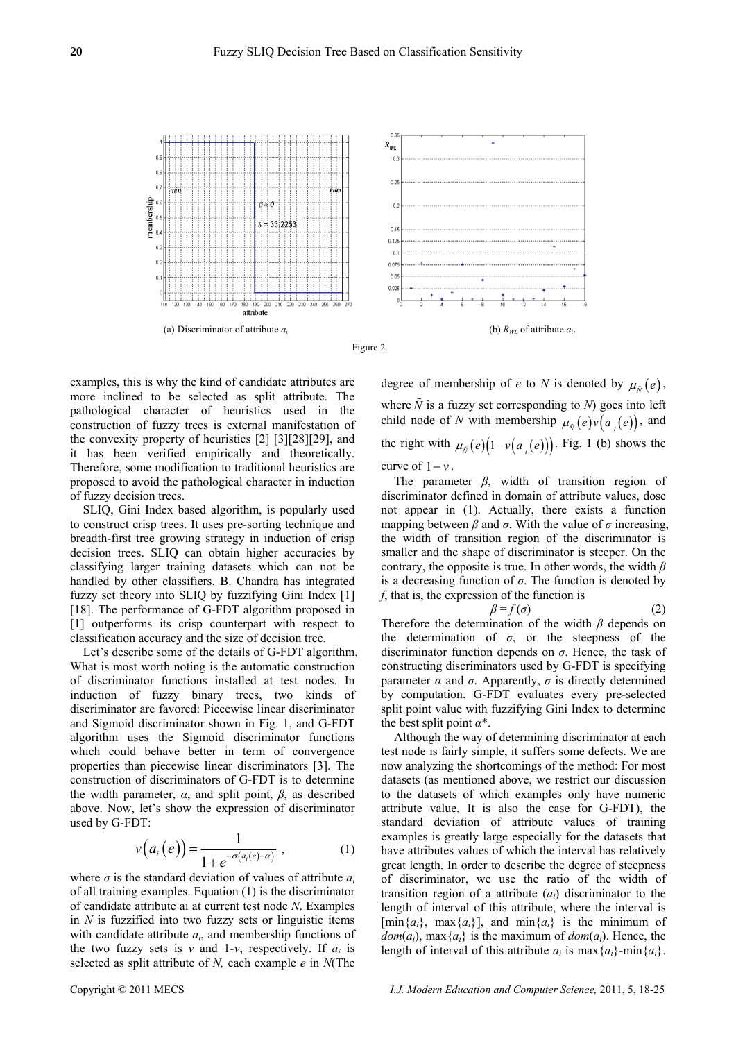membership

1
0.9
0.8
0.7
0.6
0.5
0.4
0.3
0.2
0.1
0

min

max

$\beta \approx 0$

$\delta = 33.2253$

110 120 130 140 150 160 170 180 190 200 210 220 230 240 250 260 270

attribute

(a) Discriminator of attribute $a_i$

$R_{WL}$

0.35
0.3
0.25
0.2
0.15
0.125
0.1
0.075
0.05
0.025
0

0 2 4 6 8 10 12 14 16 18

(b) $R_{WL}$ of attribute $a_i$.

Figure 2.

examples, this is why the kind of candidate attributes are more inclined to be selected as split attribute. The pathological character of heuristics used in the construction of fuzzy trees is external manifestation of the convexity property of heuristics [2] [3][28][29], and it has been verified empirically and theoretically. Therefore, some modification to traditional heuristics are proposed to avoid the pathological character in induction of fuzzy decision trees.

SLIQ, Gini Index based algorithm, is popularly used to construct crisp trees. It uses pre-sorting technique and breadth-first tree growing strategy in induction of crisp decision trees. SLIQ can obtain higher accuracies by classifying larger training datasets which can not be handled by other classifiers. B. Chandra has integrated fuzzy set theory into SLIQ by fuzzifying Gini Index [1] [18]. The performance of G-FDT algorithm proposed in [1] outperforms its crisp counterpart with respect to classification accuracy and the size of decision tree.

Let's describe some of the details of G-FDT algorithm. What is most worth noting is the automatic construction of discriminator functions installed at test nodes. In induction of fuzzy binary trees, two kinds of discriminator are favored: Piecewise linear discriminator and Sigmoid discriminator shown in Fig. 1, and G-FDT algorithm uses the Sigmoid discriminator functions which could behave better in term of convergence properties than piecewise linear discriminators [3]. The construction of discriminators of G-FDT is to determine the width parameter, *α*, and split point, *β*, as described above. Now, let's show the expression of discriminator used by G-FDT:

$$v\big(a_i(e)\big) = \frac{1}{1+e^{-\sigma(a_i(e)-\alpha)}}\ , \tag{1}$$

where *σ* is the standard deviation of values of attribute $a_i$ of all training examples. Equation (1) is the discriminator of candidate attribute ai at current test node *N*. Examples in *N* is fuzzified into two fuzzy sets or linguistic items with candidate attribute $a_i$, and membership functions of the two fuzzy sets is *v* and 1-*v*, respectively. If $a_i$ is selected as split attribute of *N,* each example *e* in *N*(The degree of membership of *e* to *N* is denoted by $\mu_{\tilde{N}}(e)$, where $\tilde{N}$ is a fuzzy set corresponding to *N*) goes into left child node of *N* with membership $\mu_{\tilde{N}}(e)v\big(a_i(e)\big)$, and the right with $\mu_{\tilde{N}}(e)\big(1-v\big(a_i(e)\big)\big)$. Fig. 1 (b) shows the curve of $1-v$.

The parameter *β*, width of transition region of discriminator defined in domain of attribute values, dose not appear in (1). Actually, there exists a function mapping between *β* and *σ*. With the value of *σ* increasing, the width of transition region of the discriminator is smaller and the shape of discriminator is steeper. On the contrary, the opposite is true. In other words, the width *β* is a decreasing function of *σ*. The function is denoted by *f*, that is, the expression of the function is

$$\beta = f(\sigma) \tag{2}$$

Therefore the determination of the width *β* depends on the determination of *σ*, or the steepness of the discriminator function depends on *σ*. Hence, the task of constructing discriminators used by G-FDT is specifying parameter *α* and *σ*. Apparently, *σ* is directly determined by computation. G-FDT evaluates every pre-selected split point value with fuzzifying Gini Index to determine the best split point *α*\*.

Although the way of determining discriminator at each test node is fairly simple, it suffers some defects. We are now analyzing the shortcomings of the method: For most datasets (as mentioned above, we restrict our discussion to the datasets of which examples only have numeric attribute value. It is also the case for G-FDT), the standard deviation of attribute values of training examples is greatly large especially for the datasets that have attributes values of which the interval has relatively great length. In order to describe the degree of steepness of discriminator, we use the ratio of the width of transition region of a attribute ($a_i$) discriminator to the length of interval of this attribute, where the interval is [min{$a_i$}, max{$a_i$}], and min{$a_i$} is the minimum of *dom*($a_i$), max{$a_i$} is the maximum of *dom*($a_i$). Hence, the length of interval of this attribute $a_i$ is max{$a_i$}-min{$a_i$}.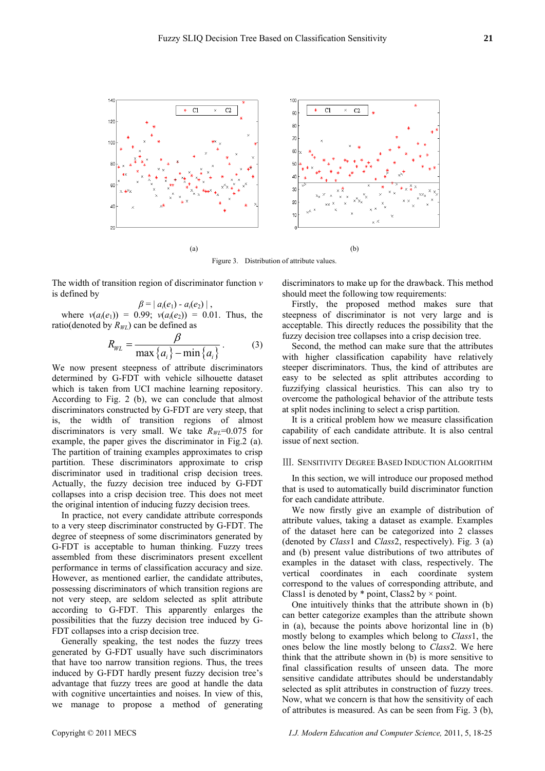140
120
100
80
60
40
20

C1 C2

(a)

100
90
80
70
60
50
40
30
20
10
0

C1 C2

(b)

Figure 3. Distribution of attribute values.

The width of transition region of discriminator function $v$ is defined by

$$\beta = | a_i(e_1) - a_i(e_2) | ,$$

where $v(a_i(e_1)) = 0.99$; $v(a_i(e_2)) = 0.01$. Thus, the ratio(denoted by $R_{WL}$) can be defined as

$$R_{WL} = \frac{\beta}{\max\{a_i\} - \min\{a_i\}} . \quad (3)$$

We now present steepness of attribute discriminators determined by G-FDT with vehicle silhouette dataset which is taken from UCI machine learning repository. According to Fig. 2 (b), we can conclude that almost discriminators constructed by G-FDT are very steep, that is, the width of transition regions of almost discriminators is very small. We take $R_{WL}$=0.075 for example, the paper gives the discriminator in Fig.2 (a). The partition of training examples approximates to crisp partition. These discriminators approximate to crisp discriminator used in traditional crisp decision trees. Actually, the fuzzy decision tree induced by G-FDT collapses into a crisp decision tree. This does not meet the original intention of inducing fuzzy decision trees.

In practice, not every candidate attribute corresponds to a very steep discriminator constructed by G-FDT. The degree of steepness of some discriminators generated by G-FDT is acceptable to human thinking. Fuzzy trees assembled from these discriminators present excellent performance in terms of classification accuracy and size. However, as mentioned earlier, the candidate attributes, possessing discriminators of which transition regions are not very steep, are seldom selected as split attribute according to G-FDT. This apparently enlarges the possibilities that the fuzzy decision tree induced by G-FDT collapses into a crisp decision tree.

Generally speaking, the test nodes the fuzzy trees generated by G-FDT usually have such discriminators that have too narrow transition regions. Thus, the trees induced by G-FDT hardly present fuzzy decision tree's advantage that fuzzy trees are good at handle the data with cognitive uncertainties and noises. In view of this, we manage to propose a method of generating discriminators to make up for the drawback. This method should meet the following tow requirements:

Firstly, the proposed method makes sure that steepness of discriminator is not very large and is acceptable. This directly reduces the possibility that the fuzzy decision tree collapses into a crisp decision tree.

Second, the method can make sure that the attributes with higher classification capability have relatively steeper discriminators. Thus, the kind of attributes are easy to be selected as split attributes according to fuzzifying classical heuristics. This can also try to overcome the pathological behavior of the attribute tests at split nodes inclining to select a crisp partition.

It is a critical problem how we measure classification capability of each candidate attribute. It is also central issue of next section.

## III. Sensitivity Degree Based Induction Algorithm

In this section, we will introduce our proposed method that is used to automatically build discriminator function for each candidate attribute.

We now firstly give an example of distribution of attribute values, taking a dataset as example. Examples of the dataset here can be categorized into 2 classes (denoted by *Class*1 and *Class*2, respectively). Fig. 3 (a) and (b) present value distributions of two attributes of examples in the dataset with class, respectively. The vertical coordinates in each coordinate system correspond to the values of corresponding attribute, and Class1 is denoted by * point, Class2 by × point.

One intuitively thinks that the attribute shown in (b) can better categorize examples than the attribute shown in (a), because the points above horizontal line in (b) mostly belong to examples which belong to *Class*1, the ones below the line mostly belong to *Class*2. We here think that the attribute shown in (b) is more sensitive to final classification results of unseen data. The more sensitive candidate attributes should be understandably selected as split attributes in construction of fuzzy trees. Now, what we concern is that how the sensitivity of each of attributes is measured. As can be seen from Fig. 3 (b),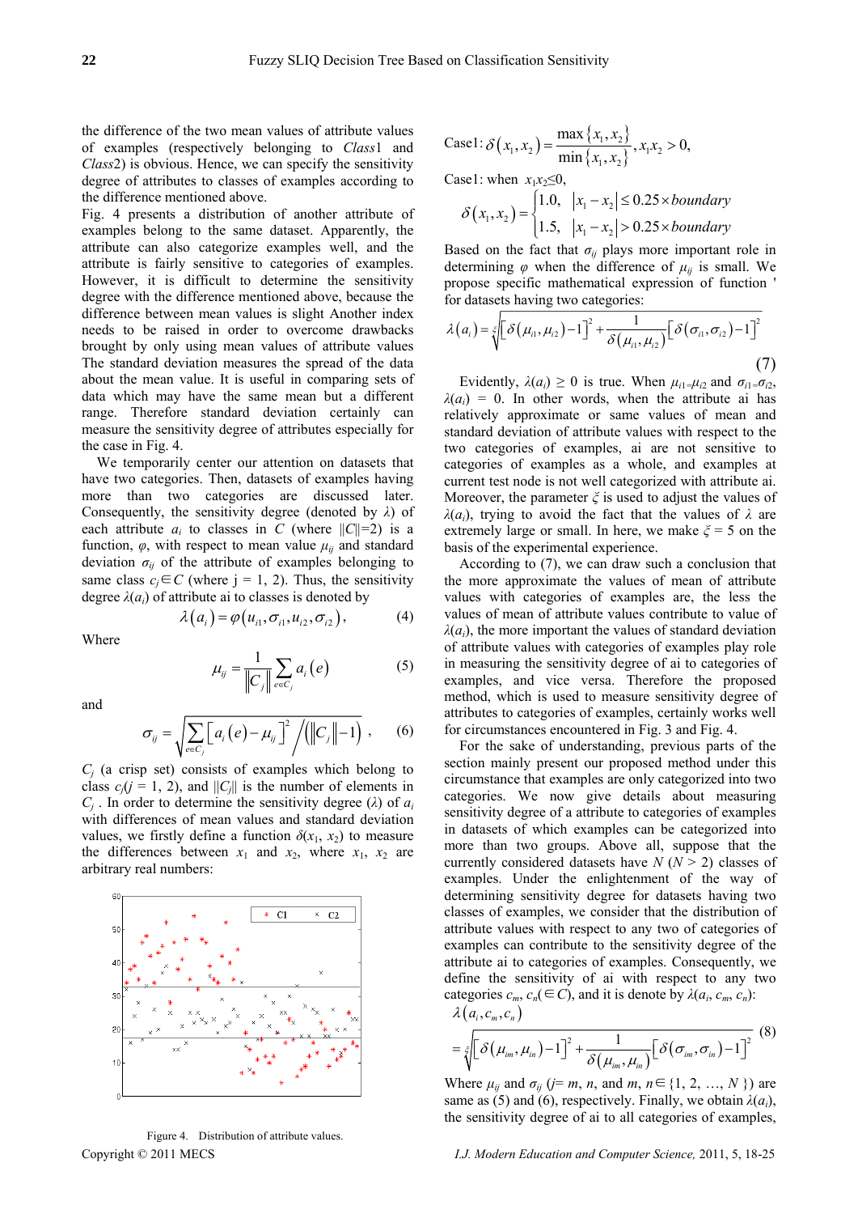the difference of the two mean values of attribute values of examples (respectively belonging to *Class*1 and *Class*2) is obvious. Hence, we can specify the sensitivity degree of attributes to classes of examples according to the difference mentioned above.

Fig. 4 presents a distribution of another attribute of examples belong to the same dataset. Apparently, the attribute can also categorize examples well, and the attribute is fairly sensitive to categories of examples. However, it is difficult to determine the sensitivity degree with the difference mentioned above, because the difference between mean values is slight Another index needs to be raised in order to overcome drawbacks brought by only using mean values of attribute values The standard deviation measures the spread of the data about the mean value. It is useful in comparing sets of data which may have the same mean but a different range. Therefore standard deviation certainly can measure the sensitivity degree of attributes especially for the case in Fig. 4.

We temporarily center our attention on datasets that have two categories. Then, datasets of examples having more than two categories are discussed later. Consequently, the sensitivity degree (denoted by $\lambda$) of each attribute $a_i$ to classes in $C$ (where $\|C\|=2$) is a function, $\varphi$, with respect to mean value $\mu_{ij}$ and standard deviation $\sigma_{ij}$ of the attribute of examples belonging to same class $c_j \in C$ (where j = 1, 2). Thus, the sensitivity degree $\lambda(a_i)$ of attribute ai to classes is denoted by

$$\lambda(a_i) = \varphi(u_{i1}, \sigma_{i1}, u_{i2}, \sigma_{i2}), \tag{4}$$

Where

$$\mu_{ij} = \frac{1}{\|C_j\|} \sum_{e \in C_j} a_i(e) \tag{5}$$

and

$$\sigma_{ij} = \sqrt{\sum_{e \in C_j} \left[a_i(e) - \mu_{ij}\right]^2 \Big/ \left(\|C_j\| - 1\right)}, \tag{6}$$

$C_j$ (a crisp set) consists of examples which belong to class $c_j$($j$ = 1, 2), and $\|C_j\|$ is the number of elements in $C_j$. In order to determine the sensitivity degree ($\lambda$) of $a_i$ with differences of mean values and standard deviation values, we firstly define a function $\delta(x_1, x_2)$ to measure the differences between $x_1$ and $x_2$, where $x_1$, $x_2$ are arbitrary real numbers:

60
50
40
30
20
10
0
C1
C2

Figure 4. Distribution of attribute values.

$$\text{Case1: } \delta(x_1, x_2) = \frac{\max\{x_1, x_2\}}{\min\{x_1, x_2\}}, x_1 x_2 > 0,$$

Case1: when $x_1 x_2 \leq 0$,

$$\delta(x_1, x_2) = \begin{cases} 1.0, & |x_1 - x_2| \leq 0.25 \times boundary \\ 1.5, & |x_1 - x_2| > 0.25 \times boundary \end{cases}$$

Based on the fact that $\sigma_{ij}$ plays more important role in determining $\varphi$ when the difference of $\mu_{ij}$ is small. We propose specific mathematical expression of function ' for datasets having two categories:

$$\lambda(a_i) = \sqrt[\xi]{\left[\delta(\mu_{i1}, \mu_{i2}) - 1\right]^2 + \frac{1}{\delta(\mu_{i1}, \mu_{i2})}\left[\delta(\sigma_{i1}, \sigma_{i2}) - 1\right]^2} \tag{7}$$

Evidently, $\lambda(a_i) \geq 0$ is true. When $\mu_{i1} = \mu_{i2}$ and $\sigma_{i1} = \sigma_{i2}$, $\lambda(a_i) = 0$. In other words, when the attribute ai has relatively approximate or same values of mean and standard deviation of attribute values with respect to the two categories of examples, ai are not sensitive to categories of examples as a whole, and examples at current test node is not well categorized with attribute ai. Moreover, the parameter $\xi$ is used to adjust the values of $\lambda(a_i)$, trying to avoid the fact that the values of $\lambda$ are extremely large or small. In here, we make $\xi = 5$ on the basis of the experimental experience.

According to (7), we can draw such a conclusion that the more approximate the values of mean of attribute values with categories of examples are, the less the values of mean of attribute values contribute to value of $\lambda(a_i)$, the more important the values of standard deviation of attribute values with categories of examples play role in measuring the sensitivity degree of ai to categories of examples, and vice versa. Therefore the proposed method, which is used to measure sensitivity degree of attributes to categories of examples, certainly works well for circumstances encountered in Fig. 3 and Fig. 4.

For the sake of understanding, previous parts of the section mainly present our proposed method under this circumstance that examples are only categorized into two categories. We now give details about measuring sensitivity degree of a attribute to categories of examples in datasets of which examples can be categorized into more than two groups. Above all, suppose that the currently considered datasets have $N$ ($N$ > 2) classes of examples. Under the enlightenment of the way of determining sensitivity degree for datasets having two classes of examples, we consider that the distribution of attribute values with respect to any two of categories of examples can contribute to the sensitivity degree of the attribute ai to categories of examples. Consequently, we define the sensitivity of ai with respect to any two categories $c_m$, $c_n$($\in C$), and it is denote by $\lambda(a_i, c_m, c_n)$:

$$\lambda(a_i, c_m, c_n) = \sqrt[\xi]{\left[\delta(\mu_{im}, \mu_{in}) - 1\right]^2 + \frac{1}{\delta(\mu_{im}, \mu_{in})}\left[\delta(\sigma_{im}, \sigma_{in}) - 1\right]^2} \tag{8}$$

Where $\mu_{ij}$ and $\sigma_{ij}$ ($j$= $m$, $n$, and $m$, $n \in \{1, 2, \ldots, N\}$) are same as (5) and (6), respectively. Finally, we obtain $\lambda(a_i)$, the sensitivity degree of ai to all categories of examples,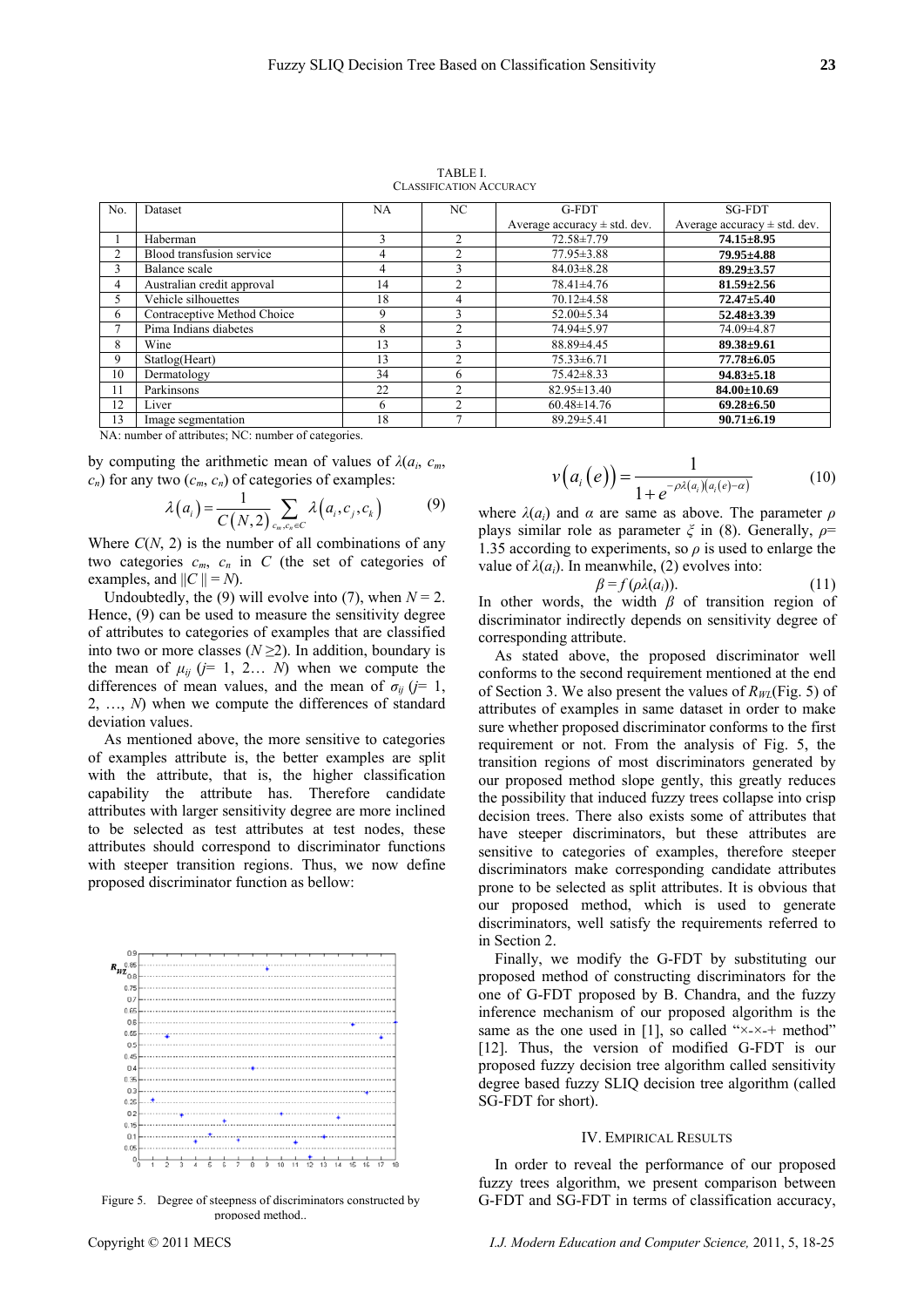TABLE I.
CLASSIFICATION ACCURACY

| No. | Dataset | NA | NC | G-FDT Average accuracy ± std. dev. | SG-FDT Average accuracy ± std. dev. |
|---|---|---|---|---|---|
| 1 | Haberman | 3 | 2 | 72.58±7.79 | **74.15±8.95** |
| 2 | Blood transfusion service | 4 | 2 | 77.95±3.88 | **79.95±4.88** |
| 3 | Balance scale | 4 | 3 | 84.03±8.28 | **89.29±3.57** |
| 4 | Australian credit approval | 14 | 2 | 78.41±4.76 | **81.59±2.56** |
| 5 | Vehicle silhouettes | 18 | 4 | 70.12±4.58 | **72.47±5.40** |
| 6 | Contraceptive Method Choice | 9 | 3 | 52.00±5.34 | **52.48±3.39** |
| 7 | Pima Indians diabetes | 8 | 2 | 74.94±5.97 | 74.09±4.87 |
| 8 | Wine | 13 | 3 | 88.89±4.45 | **89.38±9.61** |
| 9 | Statlog(Heart) | 13 | 2 | 75.33±6.71 | **77.78±6.05** |
| 10 | Dermatology | 34 | 6 | 75.42±8.33 | **94.83±5.18** |
| 11 | Parkinsons | 22 | 2 | 82.95±13.40 | **84.00±10.69** |
| 12 | Liver | 6 | 2 | 60.48±14.76 | **69.28±6.50** |
| 13 | Image segmentation | 18 | 7 | 89.29±5.41 | **90.71±6.19** |

NA: number of attributes; NC: number of categories.

by computing the arithmetic mean of values of $\lambda(a_i, c_m, c_n)$ for any two $(c_m, c_n)$ of categories of examples:

$$\lambda(a_i) = \frac{1}{C(N,2)} \sum_{c_m, c_n \in C} \lambda(a_i, c_j, c_k) \tag{9}$$

Where $C(N, 2)$ is the number of all combinations of any two categories $c_m$, $c_n$ in $C$ (the set of categories of examples, and $\|C\| = N$).

Undoubtedly, the (9) will evolve into (7), when $N = 2$. Hence, (9) can be used to measure the sensitivity degree of attributes to categories of examples that are classified into two or more classes ($N \geq 2$). In addition, boundary is the mean of $\mu_{ij}$ ($j$= 1, 2… $N$) when we compute the differences of mean values, and the mean of $\sigma_{ij}$ ($j$= 1, 2, …, $N$) when we compute the differences of standard deviation values.

As mentioned above, the more sensitive to categories of examples attribute is, the better examples are split with the attribute, that is, the higher classification capability the attribute has. Therefore candidate attributes with larger sensitivity degree are more inclined to be selected as test attributes at test nodes, these attributes should correspond to discriminator functions with steeper transition regions. Thus, we now define proposed discriminator function as bellow:

$$v(a_i(e)) = \frac{1}{1 + e^{-\rho\lambda(a_i)(a_i(e) - \alpha)}} \tag{10}$$

where $\lambda(a_i)$ and $\alpha$ are same as above. The parameter $\rho$ plays similar role as parameter $\xi$ in (8). Generally, $\rho$= 1.35 according to experiments, so $\rho$ is used to enlarge the value of $\lambda(a_i)$. In meanwhile, (2) evolves into:

$$\beta = f(\rho\lambda(a_i)). \tag{11}$$

In other words, the width $\beta$ of transition region of discriminator indirectly depends on sensitivity degree of corresponding attribute.

As stated above, the proposed discriminator well conforms to the second requirement mentioned at the end of Section 3. We also present the values of $R_{WL}$(Fig. 5) of attributes of examples in same dataset in order to make sure whether proposed discriminator conforms to the first requirement or not. From the analysis of Fig. 5, the transition regions of most discriminators generated by our proposed method slope gently, this greatly reduces the possibility that induced fuzzy trees collapse into crisp decision trees. There also exists some of attributes that have steeper discriminators, but these attributes are sensitive to categories of examples, therefore steeper discriminators make corresponding candidate attributes prone to be selected as split attributes. It is obvious that our proposed method, which is used to generate discriminators, well satisfy the requirements referred to in Section 2.

Finally, we modify the G-FDT by substituting our proposed method of constructing discriminators for the one of G-FDT proposed by B. Chandra, and the fuzzy inference mechanism of our proposed algorithm is the same as the one used in [1], so called "×-×-+ method" [12]. Thus, the version of modified G-FDT is our proposed fuzzy decision tree algorithm called sensitivity degree based fuzzy SLIQ decision tree algorithm (called SG-FDT for short).

$R_{WL}$
0.9
0.85
0.8
0.75
0.7
0.65
0.6
0.55
0.5
0.45
0.4
0.35
0.3
0.25
0.2
0.15
0.1
0.05
0
0 1 2 3 4 5 6 7 8 9 10 11 12 13 14 15 16 17 18

Figure 5. Degree of steepness of discriminators constructed by proposed method..

## IV. EMPIRICAL RESULTS

In order to reveal the performance of our proposed fuzzy trees algorithm, we present comparison between G-FDT and SG-FDT in terms of classification accuracy,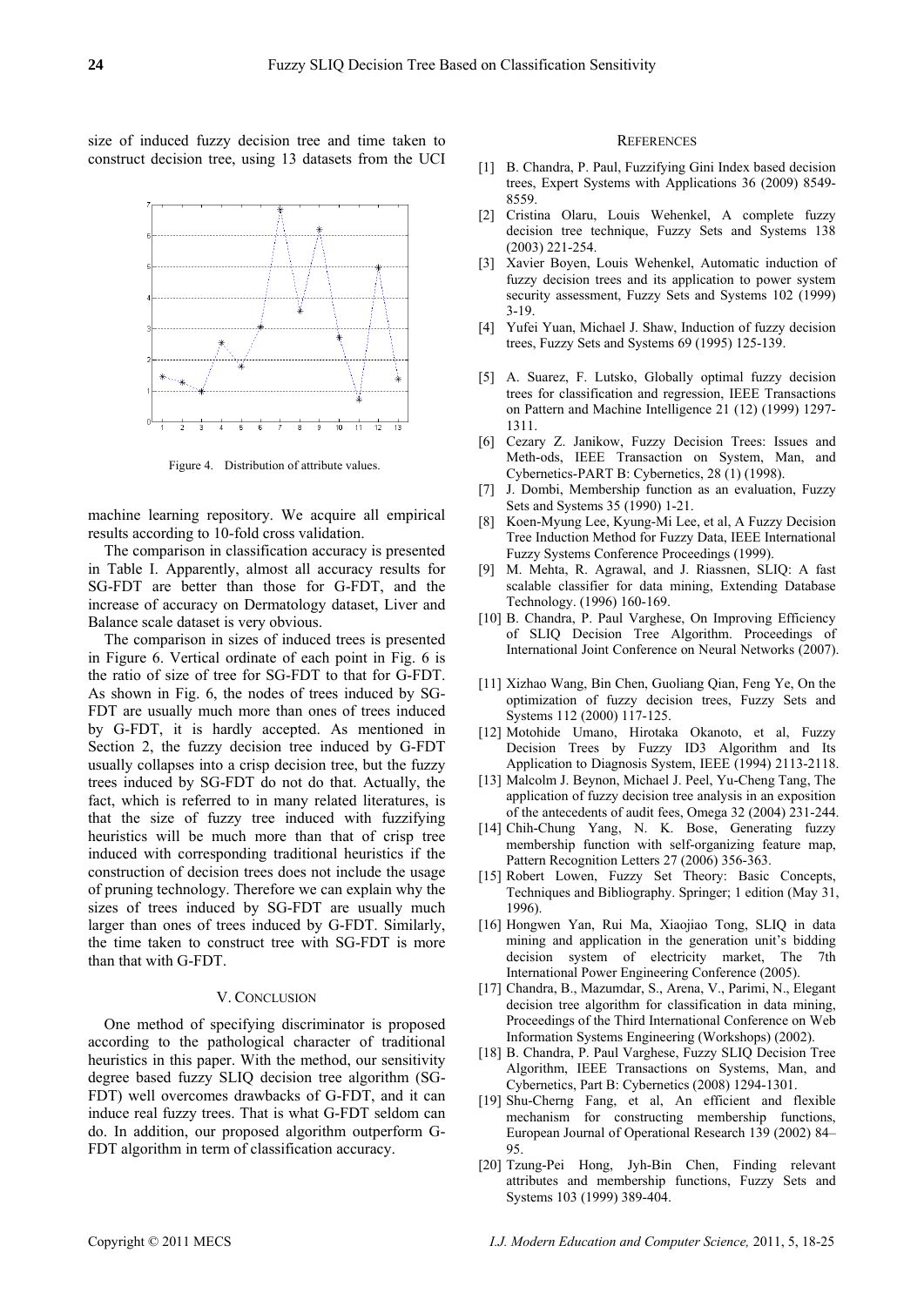size of induced fuzzy decision tree and time taken to construct decision tree, using 13 datasets from the UCI

0
1
2
3
4
5
6
7
1 2 3 4 5 6 7 8 9 10 11 12 13

Figure 4. Distribution of attribute values.

machine learning repository. We acquire all empirical results according to 10-fold cross validation.

The comparison in classification accuracy is presented in Table I. Apparently, almost all accuracy results for SG-FDT are better than those for G-FDT, and the increase of accuracy on Dermatology dataset, Liver and Balance scale dataset is very obvious.

The comparison in sizes of induced trees is presented in Figure 6. Vertical ordinate of each point in Fig. 6 is the ratio of size of tree for SG-FDT to that for G-FDT. As shown in Fig. 6, the nodes of trees induced by SG-FDT are usually much more than ones of trees induced by G-FDT, it is hardly accepted. As mentioned in Section 2, the fuzzy decision tree induced by G-FDT usually collapses into a crisp decision tree, but the fuzzy trees induced by SG-FDT do not do that. Actually, the fact, which is referred to in many related literatures, is that the size of fuzzy tree induced with fuzzifying heuristics will be much more than that of crisp tree induced with corresponding traditional heuristics if the construction of decision trees does not include the usage of pruning technology. Therefore we can explain why the sizes of trees induced by SG-FDT are usually much larger than ones of trees induced by G-FDT. Similarly, the time taken to construct tree with SG-FDT is more than that with G-FDT.

## V. Conclusion

One method of specifying discriminator is proposed according to the pathological character of traditional heuristics in this paper. With the method, our sensitivity degree based fuzzy SLIQ decision tree algorithm (SG-FDT) well overcomes drawbacks of G-FDT, and it can induce real fuzzy trees. That is what G-FDT seldom can do. In addition, our proposed algorithm outperform G-FDT algorithm in term of classification accuracy.

## References

[1] B. Chandra, P. Paul, Fuzzifying Gini Index based decision trees, Expert Systems with Applications 36 (2009) 8549-8559.

[2] Cristina Olaru, Louis Wehenkel, A complete fuzzy decision tree technique, Fuzzy Sets and Systems 138 (2003) 221-254.

[3] Xavier Boyen, Louis Wehenkel, Automatic induction of fuzzy decision trees and its application to power system security assessment, Fuzzy Sets and Systems 102 (1999) 3-19.

[4] Yufei Yuan, Michael J. Shaw, Induction of fuzzy decision trees, Fuzzy Sets and Systems 69 (1995) 125-139.

[5] A. Suarez, F. Lutsko, Globally optimal fuzzy decision trees for classification and regression, IEEE Transactions on Pattern and Machine Intelligence 21 (12) (1999) 1297-1311.

[6] Cezary Z. Janikow, Fuzzy Decision Trees: Issues and Meth-ods, IEEE Transaction on System, Man, and Cybernetics-PART B: Cybernetics, 28 (1) (1998).

[7] J. Dombi, Membership function as an evaluation, Fuzzy Sets and Systems 35 (1990) 1-21.

[8] Koen-Myung Lee, Kyung-Mi Lee, et al, A Fuzzy Decision Tree Induction Method for Fuzzy Data, IEEE International Fuzzy Systems Conference Proceedings (1999).

[9] M. Mehta, R. Agrawal, and J. Riassnen, SLIQ: A fast scalable classifier for data mining, Extending Database Technology. (1996) 160-169.

[10] B. Chandra, P. Paul Varghese, On Improving Efficiency of SLIQ Decision Tree Algorithm. Proceedings of International Joint Conference on Neural Networks (2007).

[11] Xizhao Wang, Bin Chen, Guoliang Qian, Feng Ye, On the optimization of fuzzy decision trees, Fuzzy Sets and Systems 112 (2000) 117-125.

[12] Motohide Umano, Hirotaka Okanoto, et al, Fuzzy Decision Trees by Fuzzy ID3 Algorithm and Its Application to Diagnosis System, IEEE (1994) 2113-2118.

[13] Malcolm J. Beynon, Michael J. Peel, Yu-Cheng Tang, The application of fuzzy decision tree analysis in an exposition of the antecedents of audit fees, Omega 32 (2004) 231-244.

[14] Chih-Chung Yang, N. K. Bose, Generating fuzzy membership function with self-organizing feature map, Pattern Recognition Letters 27 (2006) 356-363.

[15] Robert Lowen, Fuzzy Set Theory: Basic Concepts, Techniques and Bibliography. Springer; 1 edition (May 31, 1996).

[16] Hongwen Yan, Rui Ma, Xiaojiao Tong, SLIQ in data mining and application in the generation unit's bidding decision system of electricity market, The 7th International Power Engineering Conference (2005).

[17] Chandra, B., Mazumdar, S., Arena, V., Parimi, N., Elegant decision tree algorithm for classification in data mining, Proceedings of the Third International Conference on Web Information Systems Engineering (Workshops) (2002).

[18] B. Chandra, P. Paul Varghese, Fuzzy SLIQ Decision Tree Algorithm, IEEE Transactions on Systems, Man, and Cybernetics, Part B: Cybernetics (2008) 1294-1301.

[19] Shu-Cherng Fang, et al, An efficient and flexible mechanism for constructing membership functions, European Journal of Operational Research 139 (2002) 84–95.

[20] Tzung-Pei Hong, Jyh-Bin Chen, Finding relevant attributes and membership functions, Fuzzy Sets and Systems 103 (1999) 389-404.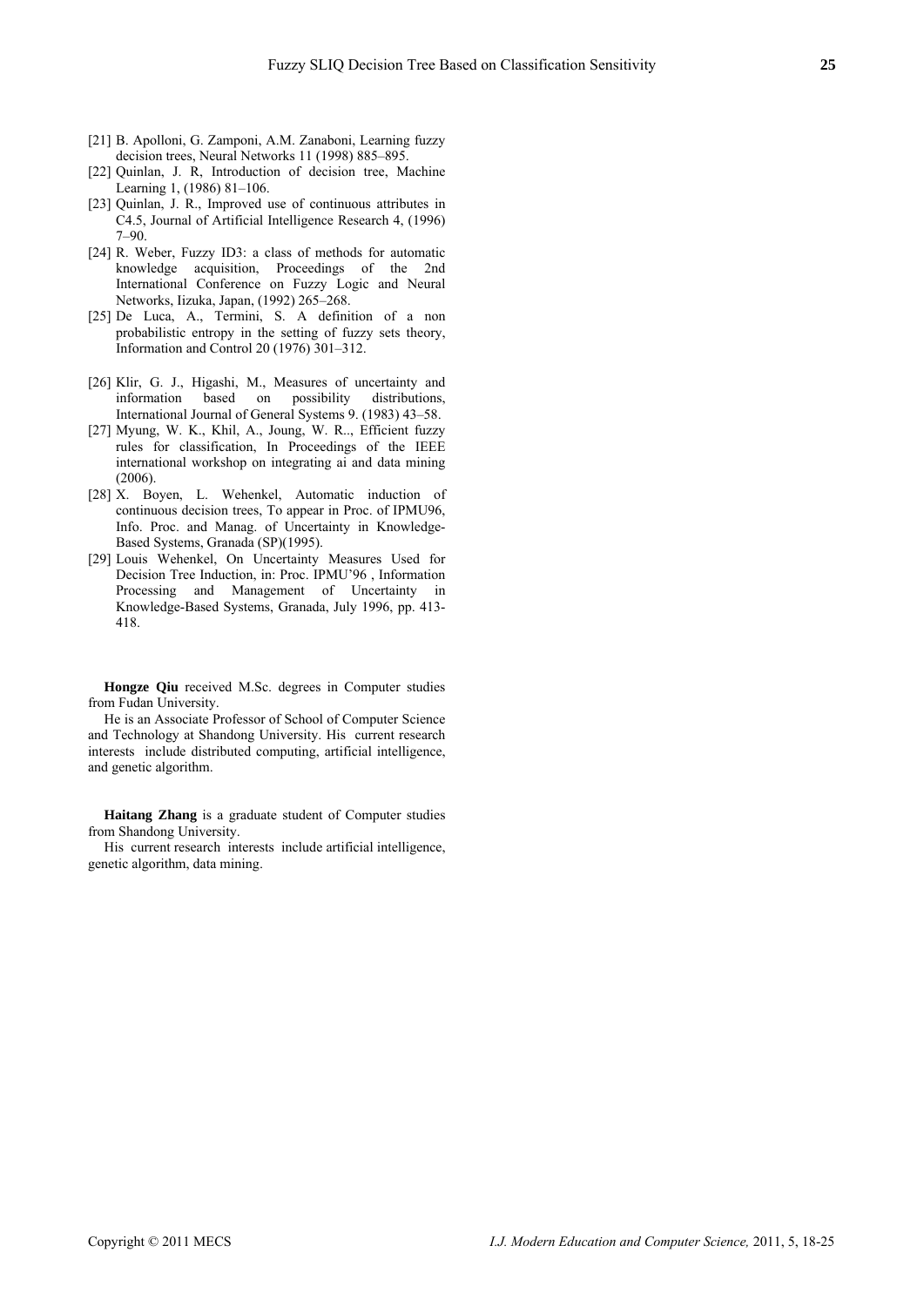[21] B. Apolloni, G. Zamponi, A.M. Zanaboni, Learning fuzzy decision trees, Neural Networks 11 (1998) 885–895.

[22] Quinlan, J. R, Introduction of decision tree, Machine Learning 1, (1986) 81–106.

[23] Quinlan, J. R., Improved use of continuous attributes in C4.5, Journal of Artificial Intelligence Research 4, (1996) 7–90.

[24] R. Weber, Fuzzy ID3: a class of methods for automatic knowledge acquisition, Proceedings of the 2nd International Conference on Fuzzy Logic and Neural Networks, Iizuka, Japan, (1992) 265–268.

[25] De Luca, A., Termini, S. A definition of a non probabilistic entropy in the setting of fuzzy sets theory, Information and Control 20 (1976) 301–312.

[26] Klir, G. J., Higashi, M., Measures of uncertainty and information based on possibility distributions, International Journal of General Systems 9. (1983) 43–58.

[27] Myung, W. K., Khil, A., Joung, W. R.., Efficient fuzzy rules for classification, In Proceedings of the IEEE international workshop on integrating ai and data mining (2006).

[28] X. Boyen, L. Wehenkel, Automatic induction of continuous decision trees, To appear in Proc. of IPMU96, Info. Proc. and Manag. of Uncertainty in Knowledge-Based Systems, Granada (SP)(1995).

[29] Louis Wehenkel, On Uncertainty Measures Used for Decision Tree Induction, in: Proc. IPMU'96 , Information Processing and Management of Uncertainty in Knowledge-Based Systems, Granada, July 1996, pp. 413-418.

**Hongze Qiu** received M.Sc. degrees in Computer studies from Fudan University.

He is an Associate Professor of School of Computer Science and Technology at Shandong University. His current research interests include distributed computing, artificial intelligence, and genetic algorithm.

**Haitang Zhang** is a graduate student of Computer studies from Shandong University.

His current research interests include artificial intelligence, genetic algorithm, data mining.